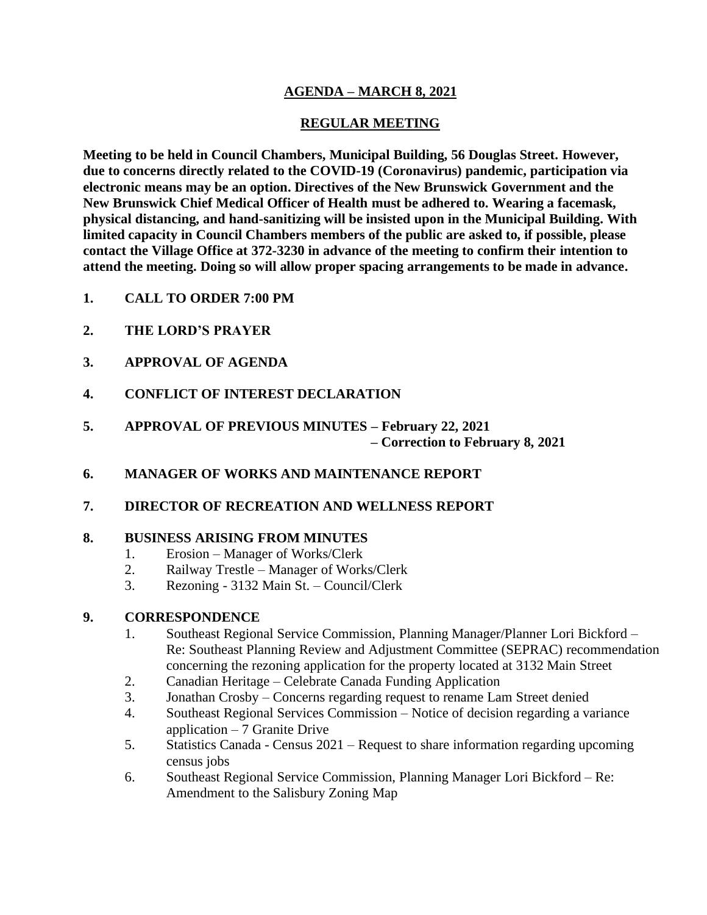# AGENDA – MARCH 8, 2021

## REGULAR MEETING

**Meeting to be held in Council Chambers, Municipal Building, 56 Douglas Street. However, due to concerns directly related to the COVID-19 (Coronavirus) pandemic, participation via electronic means may be an option. Directives of the New Brunswick Government and the New Brunswick Chief Medical Officer of Health must be adhered to. Wearing a facemask, physical distancing, and hand-sanitizing will be insisted upon in the Municipal Building. With limited capacity in Council Chambers members of the public are asked to, if possible, please contact the Village Office at 372-3230 in advance of the meeting to confirm their intention to attend the meeting. Doing so will allow proper spacing arrangements to be made in advance.**

**1. CALL TO ORDER 7:00 PM**

**2. THE LORD'S PRAYER**

**3. APPROVAL OF AGENDA**

**4. CONFLICT OF INTEREST DECLARATION**

**5. APPROVAL OF PREVIOUS MINUTES – February 22, 2021**
**– Correction to February 8, 2021**

**6. MANAGER OF WORKS AND MAINTENANCE REPORT**

**7. DIRECTOR OF RECREATION AND WELLNESS REPORT**

**8. BUSINESS ARISING FROM MINUTES**

1. Erosion – Manager of Works/Clerk
2. Railway Trestle – Manager of Works/Clerk
3. Rezoning - 3132 Main St. – Council/Clerk

**9. CORRESPONDENCE**

1. Southeast Regional Service Commission, Planning Manager/Planner Lori Bickford – Re: Southeast Planning Review and Adjustment Committee (SEPRAC) recommendation concerning the rezoning application for the property located at 3132 Main Street
2. Canadian Heritage – Celebrate Canada Funding Application
3. Jonathan Crosby – Concerns regarding request to rename Lam Street denied
4. Southeast Regional Services Commission – Notice of decision regarding a variance application – 7 Granite Drive
5. Statistics Canada - Census 2021 – Request to share information regarding upcoming census jobs
6. Southeast Regional Service Commission, Planning Manager Lori Bickford – Re: Amendment to the Salisbury Zoning Map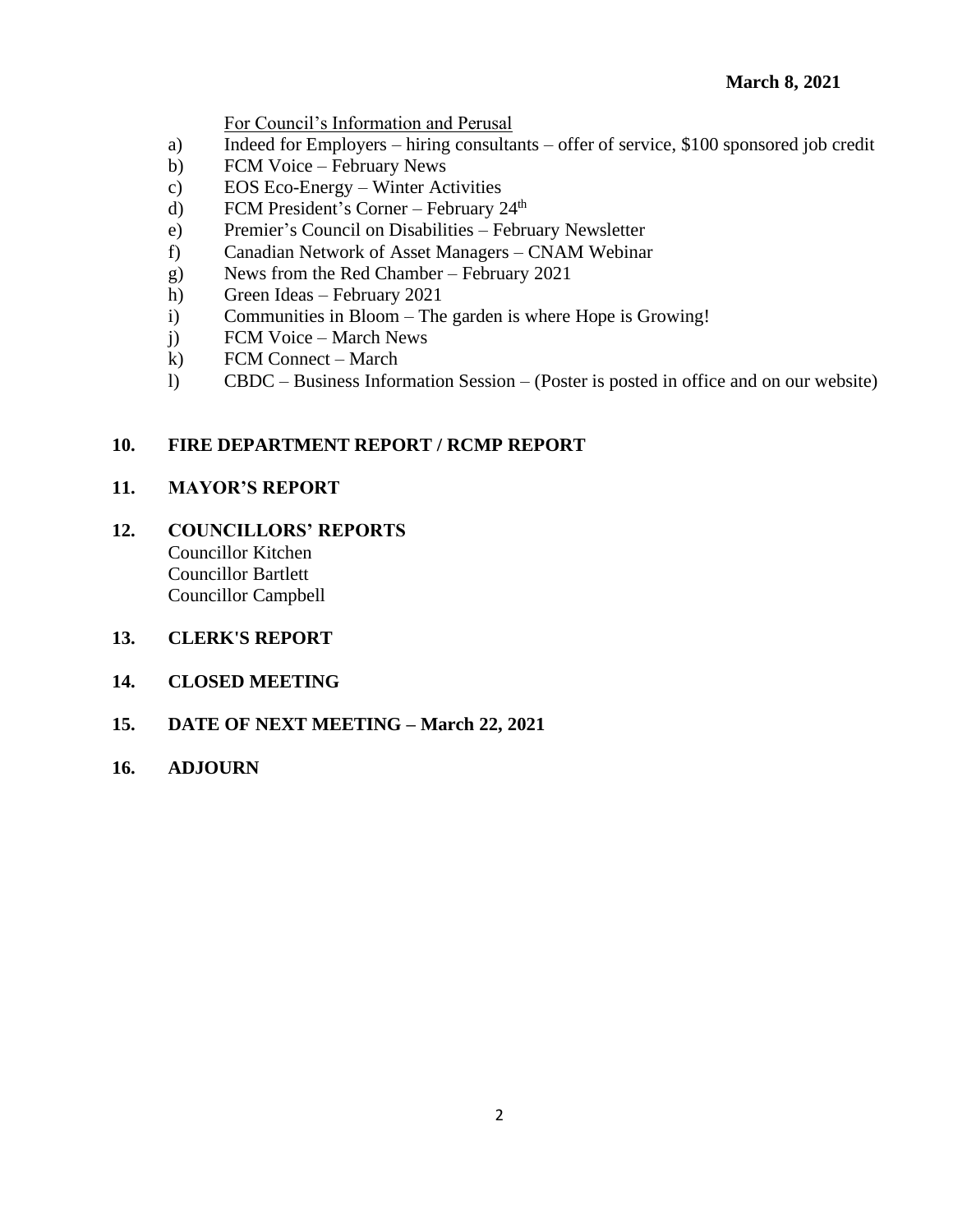**March 8, 2021**

For Council's Information and Perusal

a) Indeed for Employers – hiring consultants – offer of service, $100 sponsored job credit
b) FCM Voice – February News
c) EOS Eco-Energy – Winter Activities
d) FCM President's Corner – February 24th
e) Premier's Council on Disabilities – February Newsletter
f) Canadian Network of Asset Managers – CNAM Webinar
g) News from the Red Chamber – February 2021
h) Green Ideas – February 2021
i) Communities in Bloom – The garden is where Hope is Growing!
j) FCM Voice – March News
k) FCM Connect – March
l) CBDC – Business Information Session – (Poster is posted in office and on our website)

**10. FIRE DEPARTMENT REPORT / RCMP REPORT**

**11. MAYOR'S REPORT**

**12. COUNCILLORS' REPORTS**

Councillor Kitchen
Councillor Bartlett
Councillor Campbell

**13. CLERK'S REPORT**

**14. CLOSED MEETING**

**15. DATE OF NEXT MEETING – March 22, 2021**

**16. ADJOURN**